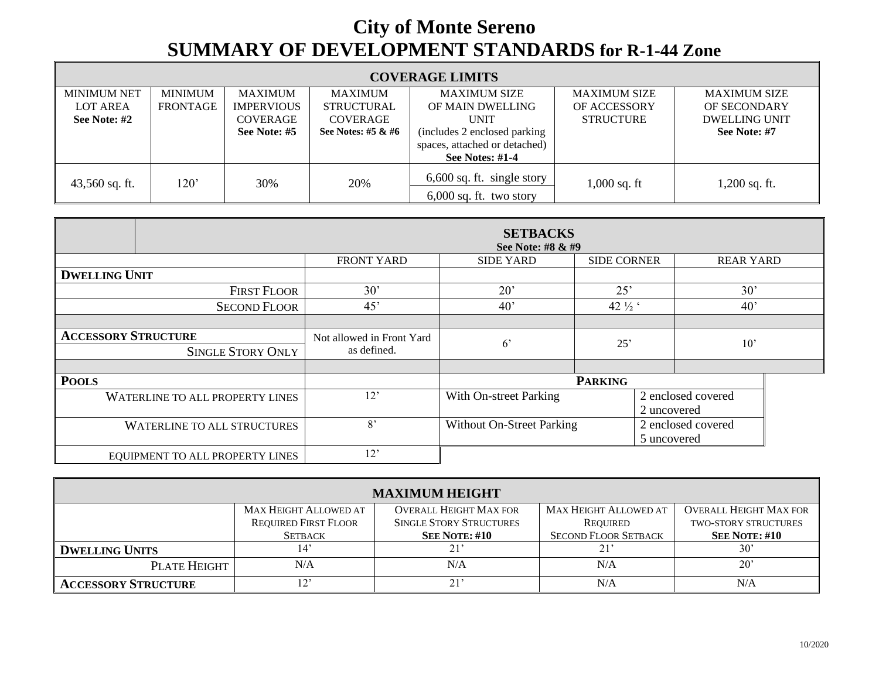# City of Monte Sereno
## SUMMARY OF DEVELOPMENT STANDARDS for R-1-44 Zone

| COVERAGE LIMITS | | | | | | |
|---|---|---|---|---|---|---|
| MINIMUM NET LOT AREA **See Note: #2** | MINIMUM FRONTAGE | MAXIMUM IMPERVIOUS COVERAGE **See Note: #5** | MAXIMUM STRUCTURAL COVERAGE **See Notes: #5 & #6** | MAXIMUM SIZE OF MAIN DWELLING UNIT (includes 2 enclosed parking spaces, attached or detached) **See Notes: #1-4** | MAXIMUM SIZE OF ACCESSORY STRUCTURE | MAXIMUM SIZE OF SECONDARY DWELLING UNIT **See Note: #7** |
| 43,560 sq. ft. | 120’ | 30% | 20% | 6,600 sq. ft. single story<br>6,000 sq. ft. two story | 1,000 sq. ft | 1,200 sq. ft. |

| | SETBACKS **See Note: #8 & #9** | | | |
|---|---|---|---|---|
| | FRONT YARD | SIDE YARD | SIDE CORNER | REAR YARD |
| **DWELLING UNIT** | | | | |
| FIRST FLOOR | 30’ | 20’ | 25’ | 30’ |
| SECOND FLOOR | 45’ | 40’ | 42 ½ ‘ | 40’ |
| **ACCESSORY STRUCTURE** SINGLE STORY ONLY | Not allowed in Front Yard as defined. | 6’ | 25’ | 10’ |

| **POOLS** | |
|---|---|
| WATERLINE TO ALL PROPERTY LINES | 12’ |
| WATERLINE TO ALL STRUCTURES | 8’ |
| EQUIPMENT TO ALL PROPERTY LINES | 12’ |

| **PARKING** | |
|---|---|
| With On-street Parking | 2 enclosed covered<br>2 uncovered |
| Without On-Street Parking | 2 enclosed covered<br>5 uncovered |

| MAXIMUM HEIGHT | | | | |
|---|---|---|---|---|
| | MAX HEIGHT ALLOWED AT REQUIRED FIRST FLOOR SETBACK | OVERALL HEIGHT MAX FOR SINGLE STORY STRUCTURES **SEE NOTE: #10** | MAX HEIGHT ALLOWED AT REQUIRED SECOND FLOOR SETBACK | OVERALL HEIGHT MAX FOR TWO-STORY STRUCTURES **SEE NOTE: #10** |
| **DWELLING UNITS** | 14’ | 21’ | 21’ | 30’ |
| PLATE HEIGHT | N/A | N/A | N/A | 20’ |
| **ACCESSORY STRUCTURE** | 12’ | 21’ | N/A | N/A |

10/2020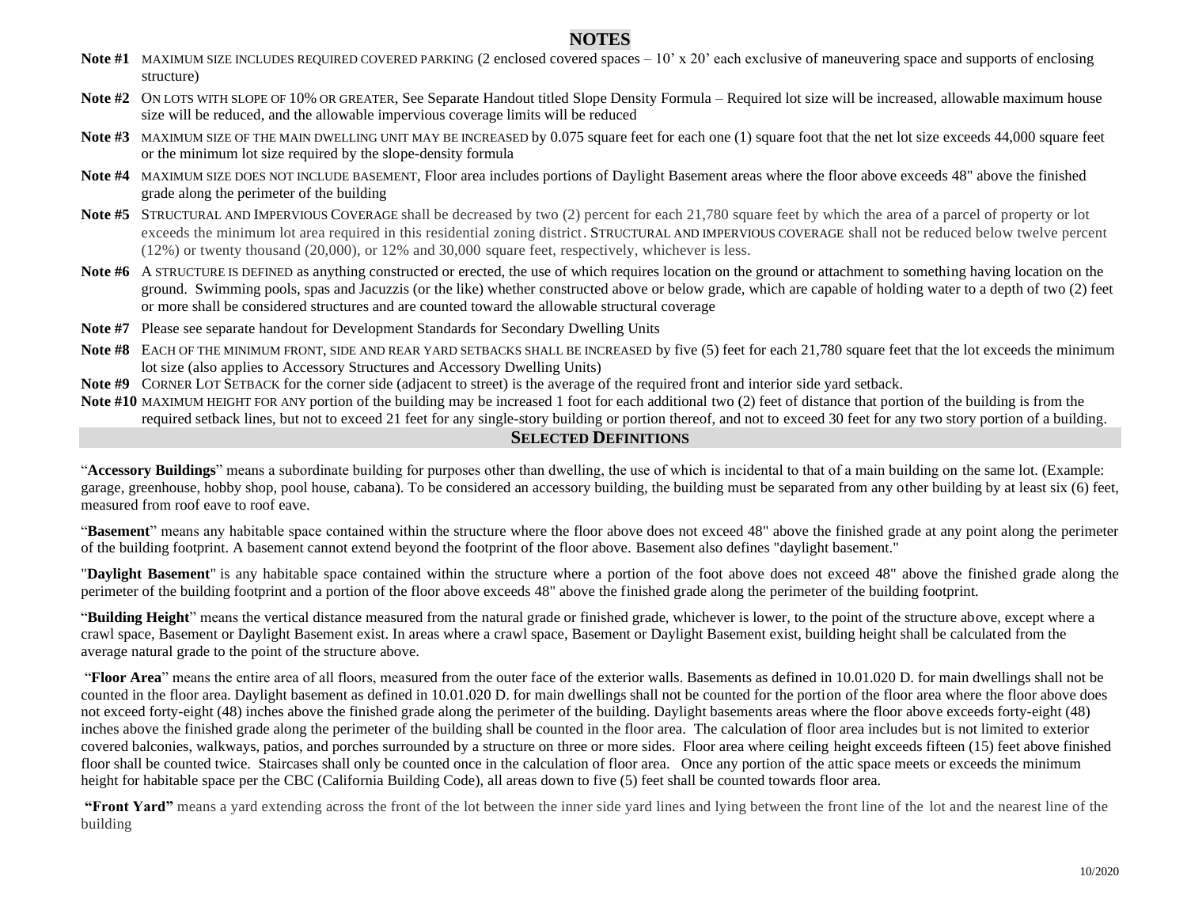## NOTES

**Note #1** MAXIMUM SIZE INCLUDES REQUIRED COVERED PARKING (2 enclosed covered spaces – 10' x 20' each exclusive of maneuvering space and supports of enclosing structure)

**Note #2** ON LOTS WITH SLOPE OF 10% OR GREATER, See Separate Handout titled Slope Density Formula – Required lot size will be increased, allowable maximum house size will be reduced, and the allowable impervious coverage limits will be reduced

**Note #3** MAXIMUM SIZE OF THE MAIN DWELLING UNIT MAY BE INCREASED by 0.075 square feet for each one (1) square foot that the net lot size exceeds 44,000 square feet or the minimum lot size required by the slope-density formula

**Note #4** MAXIMUM SIZE DOES NOT INCLUDE BASEMENT, Floor area includes portions of Daylight Basement areas where the floor above exceeds 48" above the finished grade along the perimeter of the building

**Note #5** STRUCTURAL AND IMPERVIOUS COVERAGE shall be decreased by two (2) percent for each 21,780 square feet by which the area of a parcel of property or lot exceeds the minimum lot area required in this residential zoning district. STRUCTURAL AND IMPERVIOUS COVERAGE shall not be reduced below twelve percent (12%) or twenty thousand (20,000), or 12% and 30,000 square feet, respectively, whichever is less.

**Note #6** A STRUCTURE IS DEFINED as anything constructed or erected, the use of which requires location on the ground or attachment to something having location on the ground. Swimming pools, spas and Jacuzzis (or the like) whether constructed above or below grade, which are capable of holding water to a depth of two (2) feet or more shall be considered structures and are counted toward the allowable structural coverage

**Note #7** Please see separate handout for Development Standards for Secondary Dwelling Units

**Note #8** EACH OF THE MINIMUM FRONT, SIDE AND REAR YARD SETBACKS SHALL BE INCREASED by five (5) feet for each 21,780 square feet that the lot exceeds the minimum lot size (also applies to Accessory Structures and Accessory Dwelling Units)

**Note #9** CORNER LOT SETBACK for the corner side (adjacent to street) is the average of the required front and interior side yard setback.

**Note #10** MAXIMUM HEIGHT FOR ANY portion of the building may be increased 1 foot for each additional two (2) feet of distance that portion of the building is from the required setback lines, but not to exceed 21 feet for any single-story building or portion thereof, and not to exceed 30 feet for any two story portion of a building.

## SELECTED DEFINITIONS

"**Accessory Buildings**" means a subordinate building for purposes other than dwelling, the use of which is incidental to that of a main building on the same lot. (Example: garage, greenhouse, hobby shop, pool house, cabana). To be considered an accessory building, the building must be separated from any other building by at least six (6) feet, measured from roof eave to roof eave.

"**Basement**" means any habitable space contained within the structure where the floor above does not exceed 48" above the finished grade at any point along the perimeter of the building footprint. A basement cannot extend beyond the footprint of the floor above. Basement also defines "daylight basement."

"**Daylight Basement**" is any habitable space contained within the structure where a portion of the foot above does not exceed 48" above the finished grade along the perimeter of the building footprint and a portion of the floor above exceeds 48" above the finished grade along the perimeter of the building footprint.

"**Building Height**" means the vertical distance measured from the natural grade or finished grade, whichever is lower, to the point of the structure above, except where a crawl space, Basement or Daylight Basement exist. In areas where a crawl space, Basement or Daylight Basement exist, building height shall be calculated from the average natural grade to the point of the structure above.

"**Floor Area**" means the entire area of all floors, measured from the outer face of the exterior walls. Basements as defined in 10.01.020 D. for main dwellings shall not be counted in the floor area. Daylight basement as defined in 10.01.020 D. for main dwellings shall not be counted for the portion of the floor area where the floor above does not exceed forty-eight (48) inches above the finished grade along the perimeter of the building. Daylight basements areas where the floor above exceeds forty-eight (48) inches above the finished grade along the perimeter of the building shall be counted in the floor area. The calculation of floor area includes but is not limited to exterior covered balconies, walkways, patios, and porches surrounded by a structure on three or more sides. Floor area where ceiling height exceeds fifteen (15) feet above finished floor shall be counted twice. Staircases shall only be counted once in the calculation of floor area. Once any portion of the attic space meets or exceeds the minimum height for habitable space per the CBC (California Building Code), all areas down to five (5) feet shall be counted towards floor area.

**"Front Yard"** means a yard extending across the front of the lot between the inner side yard lines and lying between the front line of the lot and the nearest line of the building

10/2020